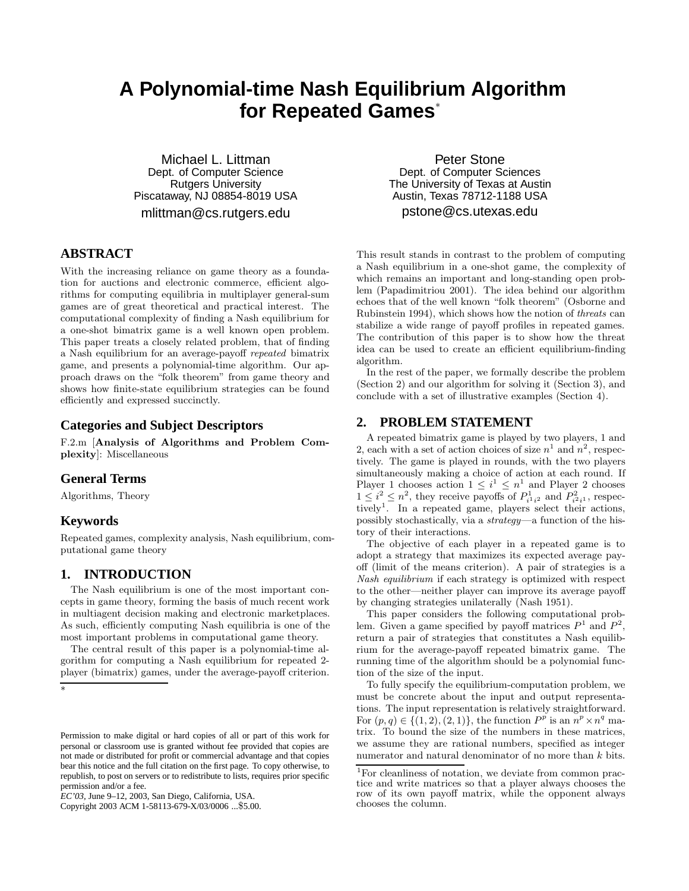# A Polynomial-time Nash Equilibrium Algorithm for Repeated Games*

Michael L. Littman
Dept. of Computer Science
Rutgers University
Piscataway, NJ 08854-8019 USA
mlittman@cs.rutgers.edu

Peter Stone
Dept. of Computer Sciences
The University of Texas at Austin
Austin, Texas 78712-1188 USA
pstone@cs.utexas.edu

## ABSTRACT

With the increasing reliance on game theory as a foundation for auctions and electronic commerce, efficient algorithms for computing equilibria in multiplayer general-sum games are of great theoretical and practical interest. The computational complexity of finding a Nash equilibrium for a one-shot bimatrix game is a well known open problem. This paper treats a closely related problem, that of finding a Nash equilibrium for an average-payoff *repeated* bimatrix game, and presents a polynomial-time algorithm. Our approach draws on the "folk theorem" from game theory and shows how finite-state equilibrium strategies can be found efficiently and expressed succinctly.

### Categories and Subject Descriptors

F.2.m [**Analysis of Algorithms and Problem Complexity**]: Miscellaneous

### General Terms

Algorithms, Theory

### Keywords

Repeated games, complexity analysis, Nash equilibrium, computational game theory

## 1. INTRODUCTION

The Nash equilibrium is one of the most important concepts in game theory, forming the basis of much recent work in multiagent decision making and electronic marketplaces. As such, efficiently computing Nash equilibria is one of the most important problems in computational game theory.

The central result of this paper is a polynomial-time algorithm for computing a Nash equilibrium for repeated 2-player (bimatrix) games, under the average-payoff criterion. This result stands in contrast to the problem of computing a Nash equilibrium in a one-shot game, the complexity of which remains an important and long-standing open problem (Papadimitriou 2001). The idea behind our algorithm echoes that of the well known "folk theorem" (Osborne and Rubinstein 1994), which shows how the notion of *threats* can stabilize a wide range of payoff profiles in repeated games. The contribution of this paper is to show how the threat idea can be used to create an efficient equilibrium-finding algorithm.

In the rest of the paper, we formally describe the problem (Section 2) and our algorithm for solving it (Section 3), and conclude with a set of illustrative examples (Section 4).

*

Permission to make digital or hard copies of all or part of this work for personal or classroom use is granted without fee provided that copies are not made or distributed for profit or commercial advantage and that copies bear this notice and the full citation on the first page. To copy otherwise, to republish, to post on servers or to redistribute to lists, requires prior specific permission and/or a fee.
*EC'03*, June 9–12, 2003, San Diego, California, USA.
Copyright 2003 ACM 1-58113-679-X/03/0006 ...$5.00.

## 2. PROBLEM STATEMENT

A repeated bimatrix game is played by two players, 1 and 2, each with a set of action choices of size $n^1$ and $n^2$, respectively. The game is played in rounds, with the two players simultaneously making a choice of action at each round. If Player 1 chooses action $1 \leq i^1 \leq n^1$ and Player 2 chooses $1 \leq i^2 \leq n^2$, they receive payoffs of $P^1_{i^1 i^2}$ and $P^2_{i^2 i^1}$, respectively[1]. In a repeated game, players select their actions, possibly stochastically, via a *strategy*—a function of the history of their interactions.

The objective of each player in a repeated game is to adopt a strategy that maximizes its expected average payoff (limit of the means criterion). A pair of strategies is a *Nash equilibrium* if each strategy is optimized with respect to the other—neither player can improve its average payoff by changing strategies unilaterally (Nash 1951).

This paper considers the following computational problem. Given a game specified by payoff matrices $P^1$ and $P^2$, return a pair of strategies that constitutes a Nash equilibrium for the average-payoff repeated bimatrix game. The running time of the algorithm should be a polynomial function of the size of the input.

To fully specify the equilibrium-computation problem, we must be concrete about the input and output representations. The input representation is relatively straightforward. For $(p, q) \in \{(1, 2), (2, 1)\}$, the function $P^p$ is an $n^p \times n^q$ matrix. To bound the size of the numbers in these matrices, we assume they are rational numbers, specified as integer numerator and natural denominator of no more than $k$ bits.

[1] For cleanliness of notation, we deviate from common practice and write matrices so that a player always chooses the row of its own payoff matrix, while the opponent always chooses the column.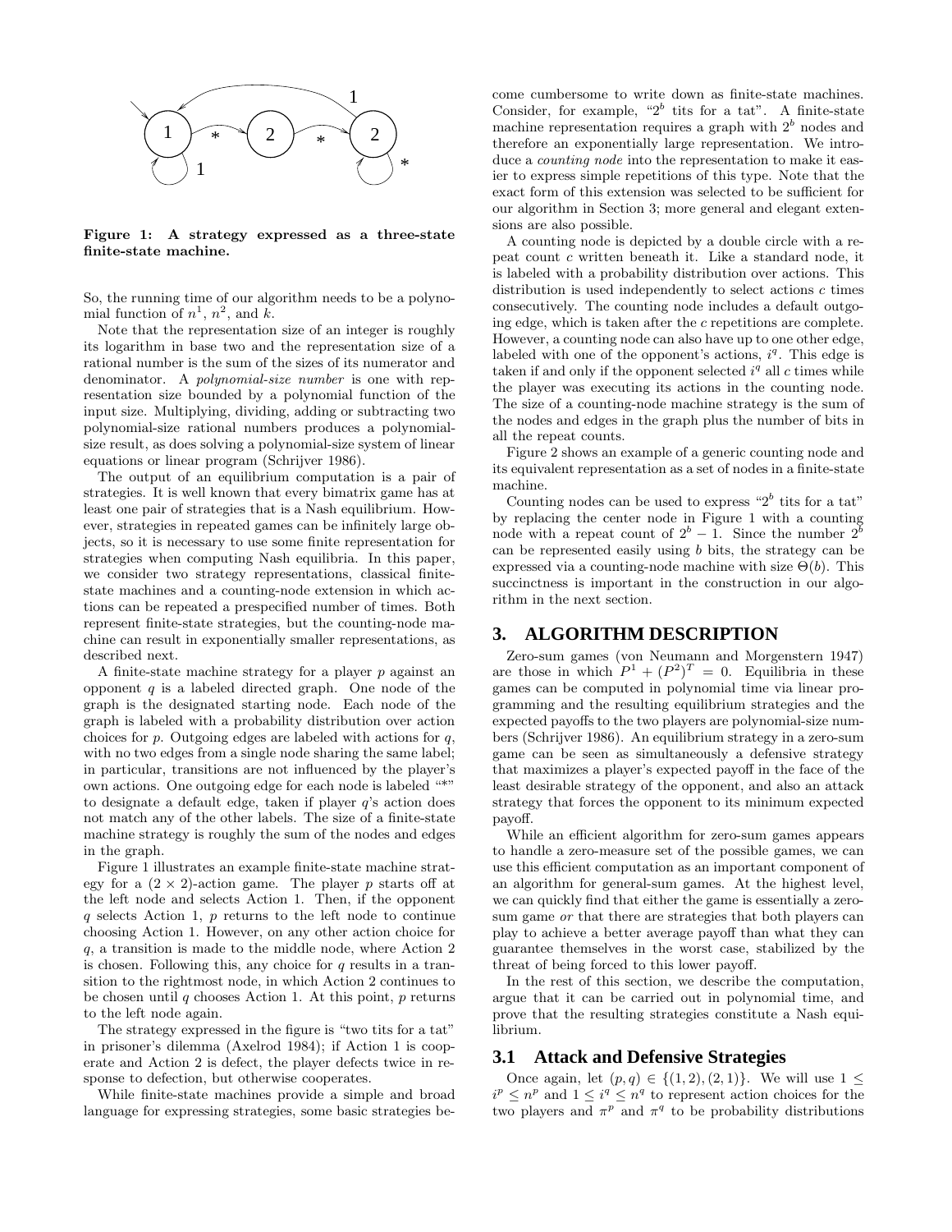**Figure 1: A strategy expressed as a three-state finite-state machine.**

So, the running time of our algorithm needs to be a polynomial function of $n^1$, $n^2$, and $k$.

Note that the representation size of an integer is roughly its logarithm in base two and the representation size of a rational number is the sum of the sizes of its numerator and denominator. A *polynomial-size number* is one with representation size bounded by a polynomial function of the input size. Multiplying, dividing, adding or subtracting two polynomial-size rational numbers produces a polynomial-size result, as does solving a polynomial-size system of linear equations or linear program (Schrijver 1986).

The output of an equilibrium computation is a pair of strategies. It is well known that every bimatrix game has at least one pair of strategies that is a Nash equilibrium. However, strategies in repeated games can be infinitely large objects, so it is necessary to use some finite representation for strategies when computing Nash equilibria. In this paper, we consider two strategy representations, classical finite-state machines and a counting-node extension in which actions can be repeated a prespecified number of times. Both represent finite-state strategies, but the counting-node machine can result in exponentially smaller representations, as described next.

A finite-state machine strategy for a player $p$ against an opponent $q$ is a labeled directed graph. One node of the graph is the designated starting node. Each node of the graph is labeled with a probability distribution over action choices for $p$. Outgoing edges are labeled with actions for $q$, with no two edges from a single node sharing the same label; in particular, transitions are not influenced by the player's own actions. One outgoing edge for each node is labeled "*" to designate a default edge, taken if player $q$'s action does not match any of the other labels. The size of a finite-state machine strategy is roughly the sum of the nodes and edges in the graph.

Figure 1 illustrates an example finite-state machine strategy for a $(2 \times 2)$-action game. The player $p$ starts off at the left node and selects Action 1. Then, if the opponent $q$ selects Action 1, $p$ returns to the left node to continue choosing Action 1. However, on any other action choice for $q$, a transition is made to the middle node, where Action 2 is chosen. Following this, any choice for $q$ results in a transition to the rightmost node, in which Action 2 continues to be chosen until $q$ chooses Action 1. At this point, $p$ returns to the left node again.

The strategy expressed in the figure is "two tits for a tat" in prisoner's dilemma (Axelrod 1984); if Action 1 is cooperate and Action 2 is defect, the player defects twice in response to defection, but otherwise cooperates.

While finite-state machines provide a simple and broad language for expressing strategies, some basic strategies become cumbersome to write down as finite-state machines. Consider, for example, "$2^b$ tits for a tat". A finite-state machine representation requires a graph with $2^b$ nodes and therefore an exponentially large representation. We introduce a *counting node* into the representation to make it easier to express simple repetitions of this type. Note that the exact form of this extension was selected to be sufficient for our algorithm in Section 3; more general and elegant extensions are also possible.

A counting node is depicted by a double circle with a repeat count $c$ written beneath it. Like a standard node, it is labeled with a probability distribution over actions. This distribution is used independently to select actions $c$ times consecutively. The counting node includes a default outgoing edge, which is taken after the $c$ repetitions are complete. However, a counting node can also have up to one other edge, labeled with one of the opponent's actions, $i^q$. This edge is taken if and only if the opponent selected $i^q$ all $c$ times while the player was executing its actions in the counting node. The size of a counting-node machine strategy is the sum of the nodes and edges in the graph plus the number of bits in all the repeat counts.

Figure 2 shows an example of a generic counting node and its equivalent representation as a set of nodes in a finite-state machine.

Counting nodes can be used to express "$2^b$ tits for a tat" by replacing the center node in Figure 1 with a counting node with a repeat count of $2^b - 1$. Since the number $2^b$ can be represented easily using $b$ bits, the strategy can be expressed via a counting-node machine with size $\Theta(b)$. This succinctness is important in the construction in our algorithm in the next section.

## 3. ALGORITHM DESCRIPTION

Zero-sum games (von Neumann and Morgenstern 1947) are those in which $P^1 + (P^2)^T = 0$. Equilibria in these games can be computed in polynomial time via linear programming and the resulting equilibrium strategies and the expected payoffs to the two players are polynomial-size numbers (Schrijver 1986). An equilibrium strategy in a zero-sum game can be seen as simultaneously a defensive strategy that maximizes a player's expected payoff in the face of the least desirable strategy of the opponent, and also an attack strategy that forces the opponent to its minimum expected payoff.

While an efficient algorithm for zero-sum games appears to handle a zero-measure set of the possible games, we can use this efficient computation as an important component of an algorithm for general-sum games. At the highest level, we can quickly find that either the game is essentially a zero-sum game *or* that there are strategies that both players can play to achieve a better average payoff than what they can guarantee themselves in the worst case, stabilized by the threat of being forced to this lower payoff.

In the rest of this section, we describe the computation, argue that it can be carried out in polynomial time, and prove that the resulting strategies constitute a Nash equilibrium.

### 3.1 Attack and Defensive Strategies

Once again, let $(p, q) \in \{(1, 2), (2, 1)\}$. We will use $1 \leq i^p \leq n^p$ and $1 \leq i^q \leq n^q$ to represent action choices for the two players and $\pi^p$ and $\pi^q$ to be probability distributions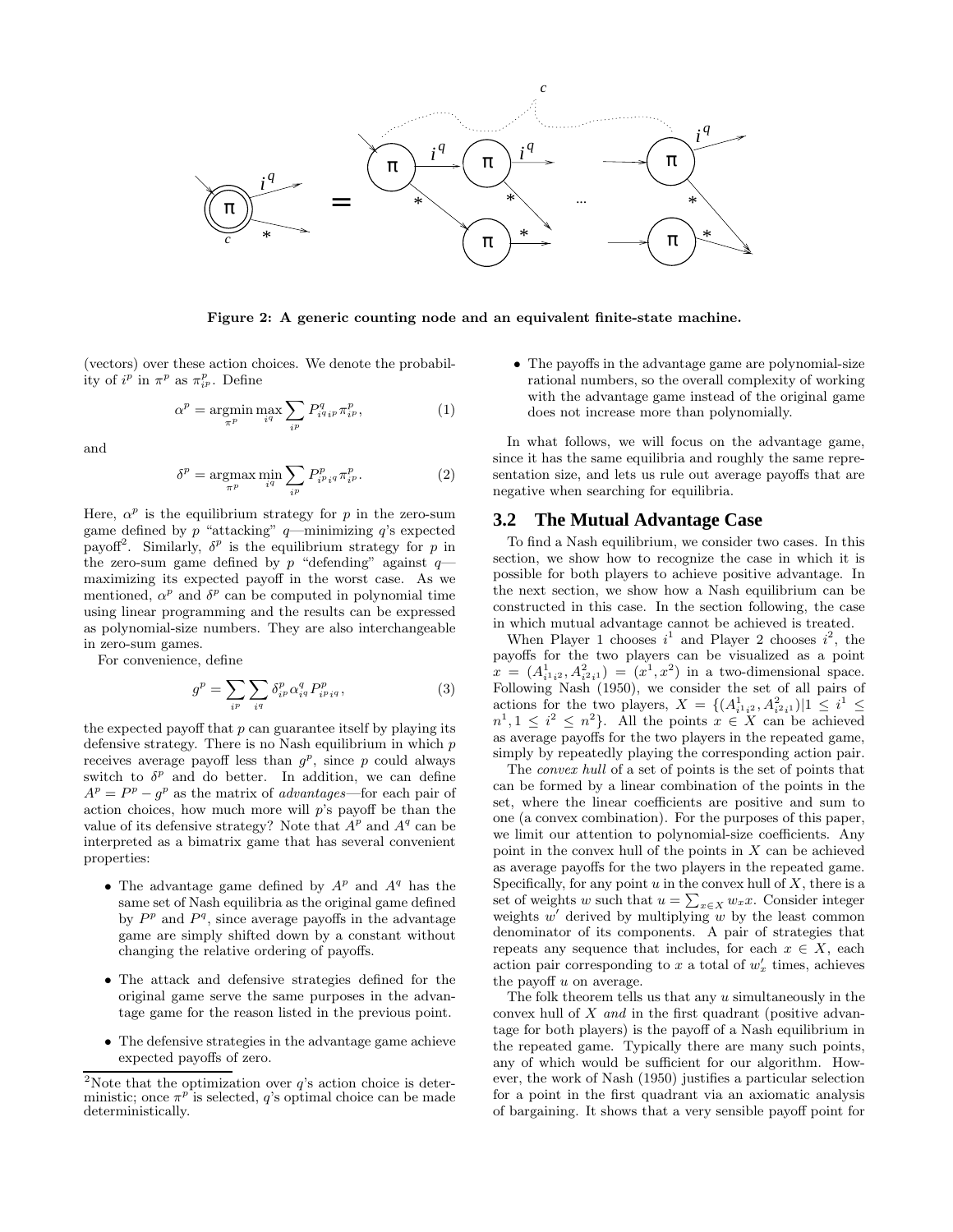Figure 2: A generic counting node and an equivalent finite-state machine.

(vectors) over these action choices. We denote the probability of $i^p$ in $\pi^p$ as $\pi^p_{i^p}$. Define

$$\alpha^p = \operatorname*{argmin}_{\pi^p} \max_{i^q} \sum_{i^p} P^q_{i^q i^p} \pi^p_{i^p}, \tag{1}$$

and

$$\delta^p = \operatorname*{argmax}_{\pi^p} \min_{i^q} \sum_{i^p} P^p_{i^p i^q} \pi^p_{i^p}. \tag{2}$$

Here, $\alpha^p$ is the equilibrium strategy for $p$ in the zero-sum game defined by $p$ "attacking" $q$—minimizing $q$'s expected payoff[2]. Similarly, $\delta^p$ is the equilibrium strategy for $p$ in the zero-sum game defined by $p$ "defending" against $q$—maximizing its expected payoff in the worst case. As we mentioned, $\alpha^p$ and $\delta^p$ can be computed in polynomial time using linear programming and the results can be expressed as polynomial-size numbers. They are also interchangeable in zero-sum games.

For convenience, define

$$g^p = \sum_{i^p} \sum_{i^q} \delta^p_{i^p} \alpha^q_{i^q} P^p_{i^p i^q}, \tag{3}$$

the expected payoff that $p$ can guarantee itself by playing its defensive strategy. There is no Nash equilibrium in which $p$ receives average payoff less than $g^p$, since $p$ could always switch to $\delta^p$ and do better. In addition, we can define $A^p = P^p - g^p$ as the matrix of *advantages*—for each pair of action choices, how much more will $p$'s payoff be than the value of its defensive strategy? Note that $A^p$ and $A^q$ can be interpreted as a bimatrix game that has several convenient properties:

- The advantage game defined by $A^p$ and $A^q$ has the same set of Nash equilibria as the original game defined by $P^p$ and $P^q$, since average payoffs in the advantage game are simply shifted down by a constant without changing the relative ordering of payoffs.
- The attack and defensive strategies defined for the original game serve the same purposes in the advantage game for the reason listed in the previous point.
- The defensive strategies in the advantage game achieve expected payoffs of zero.
- The payoffs in the advantage game are polynomial-size rational numbers, so the overall complexity of working with the advantage game instead of the original game does not increase more than polynomially.

In what follows, we will focus on the advantage game, since it has the same equilibria and roughly the same representation size, and lets us rule out average payoffs that are negative when searching for equilibria.

[2]Note that the optimization over $q$'s action choice is deterministic; once $\pi^p$ is selected, $q$'s optimal choice can be made deterministically.

## 3.2 The Mutual Advantage Case

To find a Nash equilibrium, we consider two cases. In this section, we show how to recognize the case in which it is possible for both players to achieve positive advantage. In the next section, we show how a Nash equilibrium can be constructed in this case. In the section following, the case in which mutual advantage cannot be achieved is treated.

When Player 1 chooses $i^1$ and Player 2 chooses $i^2$, the payoffs for the two players can be visualized as a point $x = (A^1_{i^1 i^2}, A^2_{i^2 i^1}) = (x^1, x^2)$ in a two-dimensional space. Following Nash (1950), we consider the set of all pairs of actions for the two players, $X = \{(A^1_{i^1 i^2}, A^2_{i^2 i^1}) | 1 \le i^1 \le n^1, 1 \le i^2 \le n^2\}$. All the points $x \in X$ can be achieved as average payoffs for the two players in the repeated game, simply by repeatedly playing the corresponding action pair.

The *convex hull* of a set of points is the set of points that can be formed by a linear combination of the points in the set, where the linear coefficients are positive and sum to one (a convex combination). For the purposes of this paper, we limit our attention to polynomial-size coefficients. Any point in the convex hull of the points in $X$ can be achieved as average payoffs for the two players in the repeated game. Specifically, for any point $u$ in the convex hull of $X$, there is a set of weights $w$ such that $u = \sum_{x \in X} w_x x$. Consider integer weights $w'$ derived by multiplying $w$ by the least common denominator of its components. A pair of strategies that repeats any sequence that includes, for each $x \in X$, each action pair corresponding to $x$ a total of $w'_x$ times, achieves the payoff $u$ on average.

The folk theorem tells us that any $u$ simultaneously in the convex hull of $X$ *and* in the first quadrant (positive advantage for both players) is the payoff of a Nash equilibrium in the repeated game. Typically there are many such points, any of which would be sufficient for our algorithm. However, the work of Nash (1950) justifies a particular selection for a point in the first quadrant via an axiomatic analysis of bargaining. It shows that a very sensible payoff point for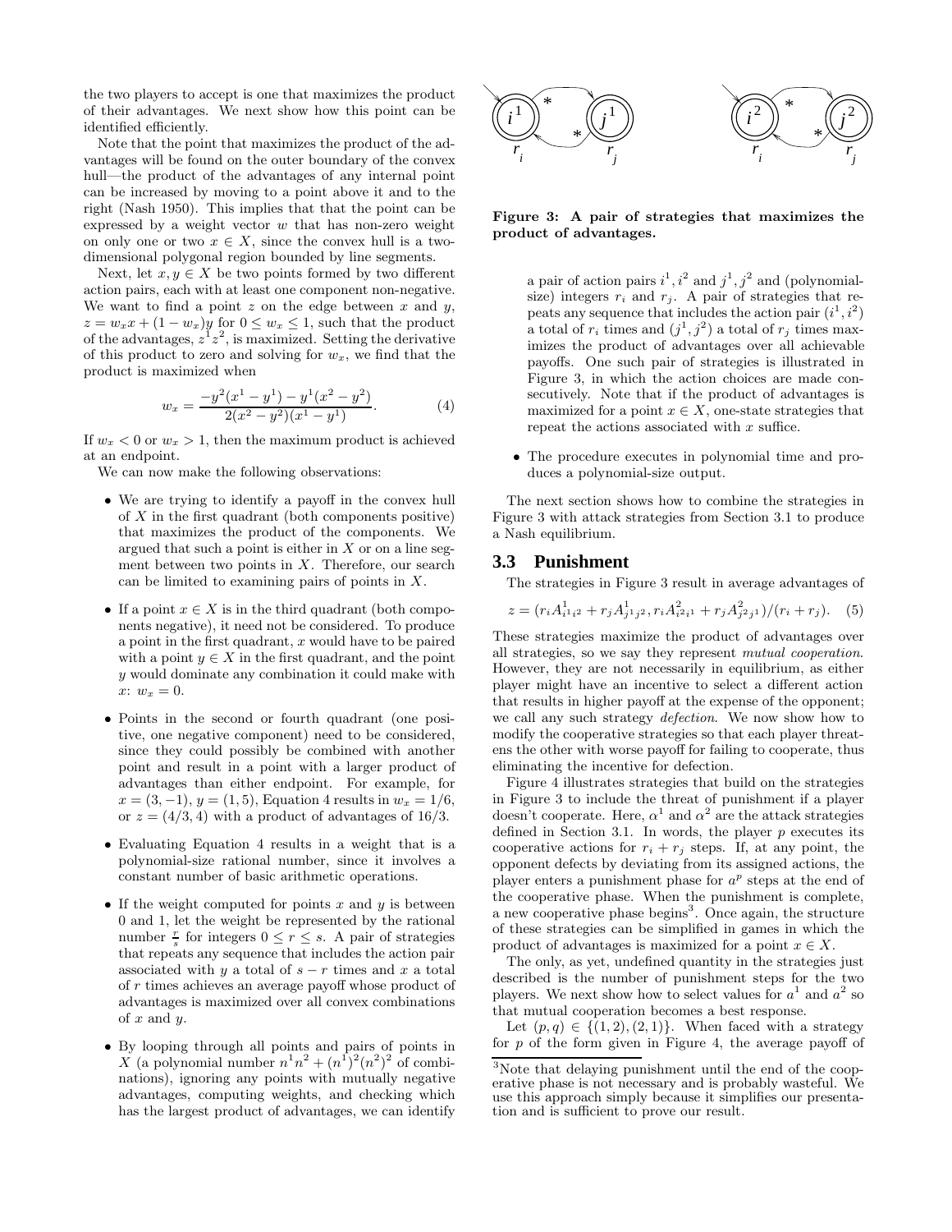the two players to accept is one that maximizes the product of their advantages. We next show how this point can be identified efficiently.

Note that the point that maximizes the product of the advantages will be found on the outer boundary of the convex hull—the product of the advantages of any internal point can be increased by moving to a point above it and to the right (Nash 1950). This implies that that the point can be expressed by a weight vector $w$ that has non-zero weight on only one or two $x \in X$, since the convex hull is a two-dimensional polygonal region bounded by line segments.

Next, let $x, y \in X$ be two points formed by two different action pairs, each with at least one component non-negative. We want to find a point $z$ on the edge between $x$ and $y$, $z = w_x x + (1 - w_x) y$ for $0 \le w_x \le 1$, such that the product of the advantages, $z^1 z^2$, is maximized. Setting the derivative of this product to zero and solving for $w_x$, we find that the product is maximized when

$$w_x = \frac{-y^2(x^1 - y^1) - y^1(x^2 - y^2)}{2(x^2 - y^2)(x^1 - y^1)}. \quad (4)$$

If $w_x < 0$ or $w_x > 1$, then the maximum product is achieved at an endpoint.

We can now make the following observations:

- We are trying to identify a payoff in the convex hull of $X$ in the first quadrant (both components positive) that maximizes the product of the components. We argued that such a point is either in $X$ or on a line segment between two points in $X$. Therefore, our search can be limited to examining pairs of points in $X$.
- If a point $x \in X$ is in the third quadrant (both components negative), it need not be considered. To produce a point in the first quadrant, $x$ would have to be paired with a point $y \in X$ in the first quadrant, and the point $y$ would dominate any combination it could make with $x$: $w_x = 0$.
- Points in the second or fourth quadrant (one positive, one negative component) need to be considered, since they could possibly be combined with another point and result in a point with a larger product of advantages than either endpoint. For example, for $x = (3, -1)$, $y = (1, 5)$, Equation 4 results in $w_x = 1/6$, or $z = (4/3, 4)$ with a product of advantages of $16/3$.
- Evaluating Equation 4 results in a weight that is a polynomial-size rational number, since it involves a constant number of basic arithmetic operations.
- If the weight computed for points $x$ and $y$ is between 0 and 1, let the weight be represented by the rational number $\frac{r}{s}$ for integers $0 \le r \le s$. A pair of strategies that repeats any sequence that includes the action pair associated with $y$ a total of $s - r$ times and $x$ a total of $r$ times achieves an average payoff whose product of advantages is maximized over all convex combinations of $x$ and $y$.
- By looping through all points and pairs of points in $X$ (a polynomial number $n^1 n^2 + (n^1)^2 (n^2)^2$ of combinations), ignoring any points with mutually negative advantages, computing weights, and checking which has the largest product of advantages, we can identify a pair of action pairs $i^1, i^2$ and $j^1, j^2$ and (polynomial-size) integers $r_i$ and $r_j$. A pair of strategies that repeats any sequence that includes the action pair $(i^1, i^2)$ a total of $r_i$ times and $(j^1, j^2)$ a total of $r_j$ times maximizes the product of advantages over all achievable payoffs. One such pair of strategies is illustrated in Figure 3, in which the action choices are made consecutively. Note that if the product of advantages is maximized for a point $x \in X$, one-state strategies that repeat the actions associated with $x$ suffice.
- The procedure executes in polynomial time and produces a polynomial-size output.

**Figure 3: A pair of strategies that maximizes the product of advantages.**

The next section shows how to combine the strategies in Figure 3 with attack strategies from Section 3.1 to produce a Nash equilibrium.

## 3.3 Punishment

The strategies in Figure 3 result in average advantages of

$$z = (r_i A^1_{i^1 i^2} + r_j A^1_{j^1 j^2}, r_i A^2_{i^2 i^1} + r_j A^2_{j^2 j^1})/(r_i + r_j). \quad (5)$$

These strategies maximize the product of advantages over all strategies, so we say they represent *mutual cooperation*. However, they are not necessarily in equilibrium, as either player might have an incentive to select a different action that results in higher payoff at the expense of the opponent; we call any such strategy *defection*. We now show how to modify the cooperative strategies so that each player threatens the other with worse payoff for failing to cooperate, thus eliminating the incentive for defection.

Figure 4 illustrates strategies that build on the strategies in Figure 3 to include the threat of punishment if a player doesn't cooperate. Here, $\alpha^1$ and $\alpha^2$ are the attack strategies defined in Section 3.1. In words, the player $p$ executes its cooperative actions for $r_i + r_j$ steps. If, at any point, the opponent defects by deviating from its assigned actions, the player enters a punishment phase for $a^p$ steps at the end of the cooperative phase. When the punishment is complete, a new cooperative phase begins[3]. Once again, the structure of these strategies can be simplified in games in which the product of advantages is maximized for a point $x \in X$.

The only, as yet, undefined quantity in the strategies just described is the number of punishment steps for the two players. We next show how to select values for $a^1$ and $a^2$ so that mutual cooperation becomes a best response.

Let $(p, q) \in \{(1, 2), (2, 1)\}$. When faced with a strategy for $p$ of the form given in Figure 4, the average payoff of

[3]Note that delaying punishment until the end of the cooperative phase is not necessary and is probably wasteful. We use this approach simply because it simplifies our presentation and is sufficient to prove our result.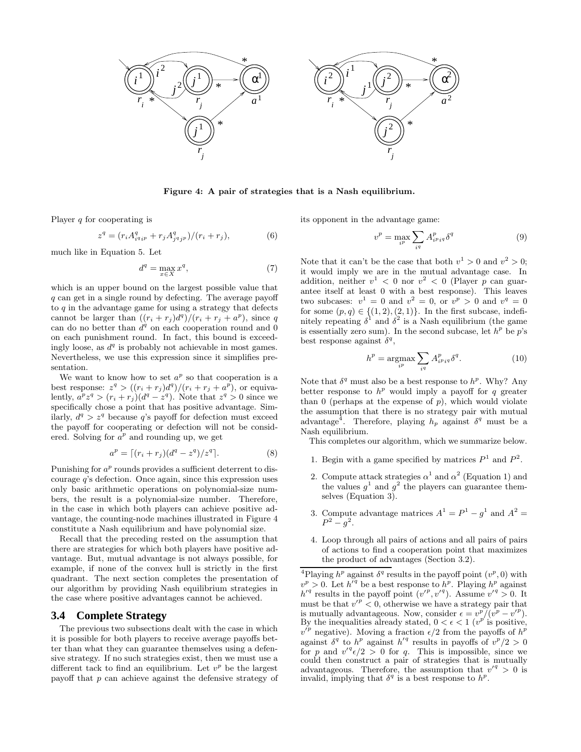**Figure 4: A pair of strategies that is a Nash equilibrium.**

Player $q$ for cooperating is

$$z^q = (r_i A^q_{i^q i^p} + r_j A^q_{j^q j^p})/(r_i + r_j), \tag{6}$$

much like in Equation 5. Let

$$d^q = \max_{x \in X} x^q, \tag{7}$$

which is an upper bound on the largest possible value that $q$ can get in a single round by defecting. The average payoff to $q$ in the advantage game for using a strategy that defects cannot be larger than $((r_i + r_j)d^q)/(r_i + r_j + a^p)$, since $q$ can do no better than $d^q$ on each cooperation round and 0 on each punishment round. In fact, this bound is exceedingly loose, as $d^q$ is probably not achievable in most games. Nevertheless, we use this expression since it simplifies presentation.

We want to know how to set $a^p$ so that cooperation is a best response: $z^q > ((r_i + r_j)d^q)/(r_i + r_j + a^p)$, or equivalently, $a^p z^q > (r_i + r_j)(d^q - z^q)$. Note that $z^q > 0$ since we specifically chose a point that has positive advantage. Similarly, $d^q > z^q$ because $q$'s payoff for defection must exceed the payoff for cooperating or defection will not be considered. Solving for $a^p$ and rounding up, we get

$$a^p = \lceil (r_i + r_j)(d^q - z^q)/z^q \rceil. \tag{8}$$

Punishing for $a^p$ rounds provides a sufficient deterrent to discourage $q$'s defection. Once again, since this expression uses only basic arithmetic operations on polynomial-size numbers, the result is a polynomial-size number. Therefore, in the case in which both players can achieve positive advantage, the counting-node machines illustrated in Figure 4 constitute a Nash equilibrium and have polynomial size.

Recall that the preceding rested on the assumption that there are strategies for which both players have positive advantage. But, mutual advantage is not always possible, for example, if none of the convex hull is strictly in the first quadrant. The next section completes the presentation of our algorithm by providing Nash equilibrium strategies in the case where positive advantages cannot be achieved.

### 3.4 Complete Strategy

The previous two subsections dealt with the case in which it is possible for both players to receive average payoffs better than what they can guarantee themselves using a defensive strategy. If no such strategies exist, then we must use a different tack to find an equilibrium. Let $v^p$ be the largest payoff that $p$ can achieve against the defensive strategy of its opponent in the advantage game:

$$v^p = \max_{i^p} \sum_{i^q} A^p_{i^p i^q} \delta^q \tag{9}$$

Note that it can't be the case that both $v^1 > 0$ and $v^2 > 0$; it would imply we are in the mutual advantage case. In addition, neither $v^1 < 0$ nor $v^2 < 0$ (Player $p$ can guarantee itself at least 0 with a best response). This leaves two subcases: $v^1 = 0$ and $v^2 = 0$, or $v^p > 0$ and $v^q = 0$ for some $(p, q) \in \{(1, 2), (2, 1)\}$. In the first subcase, indefinitely repeating $\delta^1$ and $\delta^2$ is a Nash equilibrium (the game is essentially zero sum). In the second subcase, let $h^p$ be $p$'s best response against $\delta^q$,

$$h^p = \operatorname*{argmax}_{i^p} \sum_{i^q} A^p_{i^p i^q} \delta^q. \tag{10}$$

Note that $\delta^q$ must also be a best response to $h^p$. Why? Any better response to $h^p$ would imply a payoff for $q$ greater than 0 (perhaps at the expense of $p$), which would violate the assumption that there is no strategy pair with mutual advantage[4]. Therefore, playing $h_p$ against $\delta^q$ must be a Nash equilibrium.

This completes our algorithm, which we summarize below.

1. Begin with a game specified by matrices $P^1$ and $P^2$.
2. Compute attack strategies $\alpha^1$ and $\alpha^2$ (Equation 1) and the values $g^1$ and $g^2$ the players can guarantee themselves (Equation 3).
3. Compute advantage matrices $A^1 = P^1 - g^1$ and $A^2 = P^2 - g^2$.
4. Loop through all pairs of actions and all pairs of pairs of actions to find a cooperation point that maximizes the product of advantages (Section 3.2).

[4]Playing $h^p$ against $\delta^q$ results in the payoff point $(v^p, 0)$ with $v^p > 0$. Let $h'^q$ be a best response to $h^p$. Playing $h^p$ against $h'^q$ results in the payoff point $(v'^p, v'^q)$. Assume $v'^q > 0$. It must be that $v'^p < 0$, otherwise we have a strategy pair that is mutually advantageous. Now, consider $\epsilon = v^p/(v^p - v'^p)$. By the inequalities already stated, $0 < \epsilon < 1$ ($v^p$ is positive, $v'^p$ negative). Moving a fraction $\epsilon/2$ from the payoffs of $h^p$ against $\delta^q$ to $h^p$ against $h'^q$ results in payoffs of $v^p/2 > 0$ for $p$ and $v'^q \epsilon/2 > 0$ for $q$. This is impossible, since we could then construct a pair of strategies that is mutually advantageous. Therefore, the assumption that $v'^q > 0$ is invalid, implying that $\delta^q$ is a best response to $h^p$.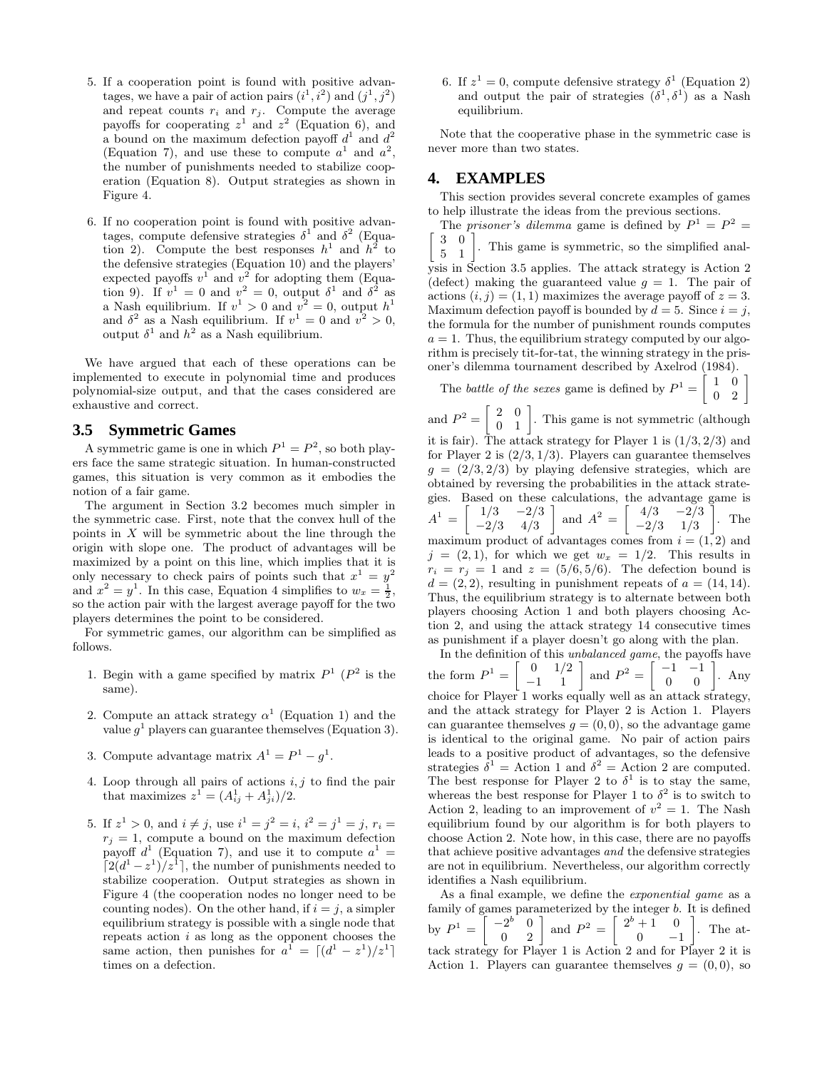5. If a cooperation point is found with positive advantages, we have a pair of action pairs $(i^1, i^2)$ and $(j^1, j^2)$ and repeat counts $r_i$ and $r_j$. Compute the average payoffs for cooperating $z^1$ and $z^2$ (Equation 6), and a bound on the maximum defection payoff $d^1$ and $d^2$ (Equation 7), and use these to compute $a^1$ and $a^2$, the number of punishments needed to stabilize cooperation (Equation 8). Output strategies as shown in Figure 4.

6. If no cooperation point is found with positive advantages, compute defensive strategies $\delta^1$ and $\delta^2$ (Equation 2). Compute the best responses $h^1$ and $h^2$ to the defensive strategies (Equation 10) and the players' expected payoffs $v^1$ and $v^2$ for adopting them (Equation 9). If $v^1 = 0$ and $v^2 = 0$, output $\delta^1$ and $\delta^2$ as a Nash equilibrium. If $v^1 > 0$ and $v^2 = 0$, output $h^1$ and $\delta^2$ as a Nash equilibrium. If $v^1 = 0$ and $v^2 > 0$, output $\delta^1$ and $h^2$ as a Nash equilibrium.

We have argued that each of these operations can be implemented to execute in polynomial time and produces polynomial-size output, and that the cases considered are exhaustive and correct.

## 3.5 Symmetric Games

A symmetric game is one in which $P^1 = P^2$, so both players face the same strategic situation. In human-constructed games, this situation is very common as it embodies the notion of a fair game.

The argument in Section 3.2 becomes much simpler in the symmetric case. First, note that the convex hull of the points in $X$ will be symmetric about the line through the origin with slope one. The product of advantages will be maximized by a point on this line, which implies that it is only necessary to check pairs of points such that $x^1 = y^2$ and $x^2 = y^1$. In this case, Equation 4 simplifies to $w_x = \frac{1}{2}$, so the action pair with the largest average payoff for the two players determines the point to be considered.

For symmetric games, our algorithm can be simplified as follows.

1. Begin with a game specified by matrix $P^1$ ($P^2$ is the same).

2. Compute an attack strategy $\alpha^1$ (Equation 1) and the value $g^1$ players can guarantee themselves (Equation 3).

3. Compute advantage matrix $A^1 = P^1 - g^1$.

4. Loop through all pairs of actions $i, j$ to find the pair that maximizes $z^1 = (A^1_{ij} + A^1_{ji})/2$.

5. If $z^1 > 0$, and $i \neq j$, use $i^1 = j^2 = i$, $i^2 = j^1 = j$, $r_i = r_j = 1$, compute a bound on the maximum defection payoff $d^1$ (Equation 7), and use it to compute $a^1 = \lceil 2(d^1 - z^1)/z^1 \rceil$, the number of punishments needed to stabilize cooperation. Output strategies as shown in Figure 4 (the cooperation nodes no longer need to be counting nodes). On the other hand, if $i = j$, a simpler equilibrium strategy is possible with a single node that repeats action $i$ as long as the opponent chooses the same action, then punishes for $a^1 = \lceil (d^1 - z^1)/z^1 \rceil$ times on a defection.

6. If $z^1 = 0$, compute defensive strategy $\delta^1$ (Equation 2) and output the pair of strategies $(\delta^1, \delta^1)$ as a Nash equilibrium.

Note that the cooperative phase in the symmetric case is never more than two states.

# 4. EXAMPLES

This section provides several concrete examples of games to help illustrate the ideas from the previous sections.

The *prisoner's dilemma* game is defined by $P^1 = P^2 = \begin{bmatrix} 3 & 0 \\ 5 & 1 \end{bmatrix}$. This game is symmetric, so the simplified analysis in Section 3.5 applies. The attack strategy is Action 2 (defect) making the guaranteed value $g = 1$. The pair of actions $(i, j) = (1, 1)$ maximizes the average payoff of $z = 3$. Maximum defection payoff is bounded by $d = 5$. Since $i = j$, the formula for the number of punishment rounds computes $a = 1$. Thus, the equilibrium strategy computed by our algorithm is precisely tit-for-tat, the winning strategy in the prisoner's dilemma tournament described by Axelrod (1984).

The *battle of the sexes* game is defined by $P^1 = \begin{bmatrix} 1 & 0 \\ 0 & 2 \end{bmatrix}$ and $P^2 = \begin{bmatrix} 2 & 0 \\ 0 & 1 \end{bmatrix}$. This game is not symmetric (although it is fair). The attack strategy for Player 1 is $(1/3, 2/3)$ and for Player 2 is $(2/3, 1/3)$. Players can guarantee themselves $g = (2/3, 2/3)$ by playing defensive strategies, which are obtained by reversing the probabilities in the attack strategies. Based on these calculations, the advantage game is $A^1 = \begin{bmatrix} 1/3 & -2/3 \\ -2/3 & 4/3 \end{bmatrix}$ and $A^2 = \begin{bmatrix} 4/3 & -2/3 \\ -2/3 & 1/3 \end{bmatrix}$. The maximum product of advantages comes from $i = (1, 2)$ and $j = (2, 1)$, for which we get $w_x = 1/2$. This results in $r_i = r_j = 1$ and $z = (5/6, 5/6)$. The defection bound is $d = (2, 2)$, resulting in punishment repeats of $a = (14, 14)$. Thus, the equilibrium strategy is to alternate between both players choosing Action 1 and both players choosing Action 2, and using the attack strategy 14 consecutive times as punishment if a player doesn't go along with the plan.

In the definition of this *unbalanced game*, the payoffs have the form $P^1 = \begin{bmatrix} 0 & 1/2 \\ -1 & 1 \end{bmatrix}$ and $P^2 = \begin{bmatrix} -1 & -1 \\ 0 & 0 \end{bmatrix}$. Any choice for Player 1 works equally well as an attack strategy, and the attack strategy for Player 2 is Action 1. Players can guarantee themselves $g = (0, 0)$, so the advantage game is identical to the original game. No pair of action pairs leads to a positive product of advantages, so the defensive strategies $\delta^1 =$ Action 1 and $\delta^2 =$ Action 2 are computed. The best response for Player 2 to $\delta^1$ is to stay the same, whereas the best response for Player 1 to $\delta^2$ is to switch to Action 2, leading to an improvement of $v^2 = 1$. The Nash equilibrium found by our algorithm is for both players to choose Action 2. Note how, in this case, there are no payoffs that achieve positive advantages *and* the defensive strategies are not in equilibrium. Nevertheless, our algorithm correctly identifies a Nash equilibrium.

As a final example, we define the *exponential game* as a family of games parameterized by the integer $b$. It is defined by $P^1 = \begin{bmatrix} -2^b & 0 \\ 0 & 2 \end{bmatrix}$ and $P^2 = \begin{bmatrix} 2^b + 1 & 0 \\ 0 & -1 \end{bmatrix}$. The attack strategy for Player 1 is Action 2 and for Player 2 it is Action 1. Players can guarantee themselves $g = (0, 0)$, so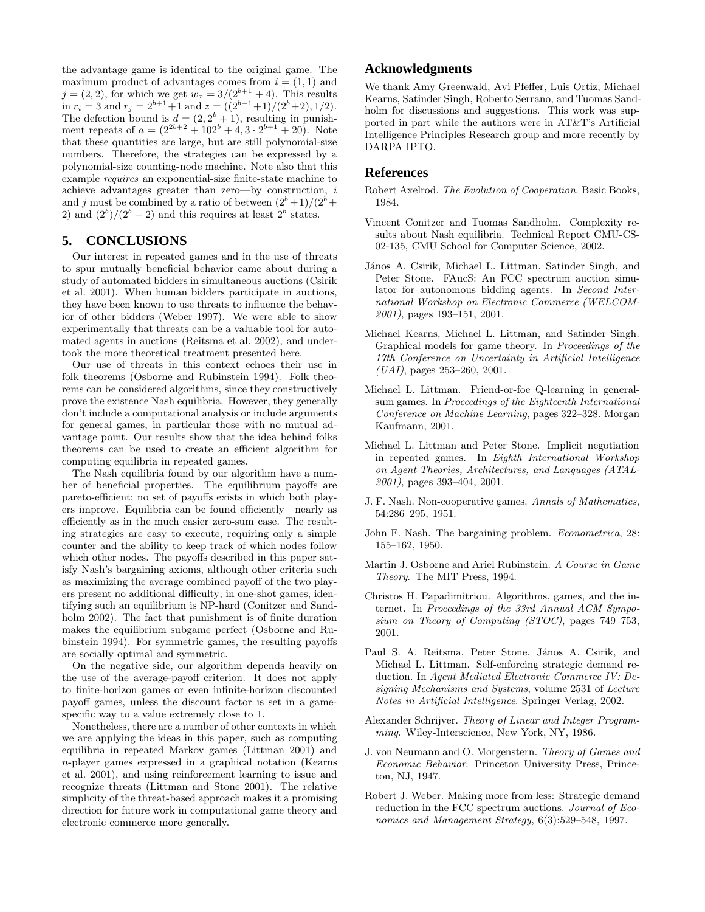the advantage game is identical to the original game. The maximum product of advantages comes from $i = (1, 1)$ and $j = (2, 2)$, for which we get $w_x = 3/(2^{b+1} + 4)$. This results in $r_i = 3$ and $r_j = 2^{b+1}+1$ and $z = ((2^{b-1}+1)/(2^b+2), 1/2)$. The defection bound is $d = (2, 2^b + 1)$, resulting in punishment repeats of $a = (2^{2b+2} + 102^b + 4, 3 \cdot 2^{b+1} + 20)$. Note that these quantities are large, but are still polynomial-size numbers. Therefore, the strategies can be expressed by a polynomial-size counting-node machine. Note also that this example *requires* an exponential-size finite-state machine to achieve advantages greater than zero—by construction, $i$ and $j$ must be combined by a ratio of between $(2^b+1)/(2^b+2)$ and $(2^b)/(2^b + 2)$ and this requires at least $2^b$ states.

## 5. CONCLUSIONS

Our interest in repeated games and in the use of threats to spur mutually beneficial behavior came about during a study of automated bidders in simultaneous auctions (Csirik et al. 2001). When human bidders participate in auctions, they have been known to use threats to influence the behavior of other bidders (Weber 1997). We were able to show experimentally that threats can be a valuable tool for automated agents in auctions (Reitsma et al. 2002), and undertook the more theoretical treatment presented here.

Our use of threats in this context echoes their use in folk theorems (Osborne and Rubinstein 1994). Folk theorems can be considered algorithms, since they constructively prove the existence Nash equilibria. However, they generally don't include a computational analysis or include arguments for general games, in particular those with no mutual advantage point. Our results show that the idea behind folks theorems can be used to create an efficient algorithm for computing equilibria in repeated games.

The Nash equilibria found by our algorithm have a number of beneficial properties. The equilibrium payoffs are pareto-efficient; no set of payoffs exists in which both players improve. Equilibria can be found efficiently—nearly as efficiently as in the much easier zero-sum case. The resulting strategies are easy to execute, requiring only a simple counter and the ability to keep track of which nodes follow which other nodes. The payoffs described in this paper satisfy Nash's bargaining axioms, although other criteria such as maximizing the average combined payoff of the two players present no additional difficulty; in one-shot games, identifying such an equilibrium is NP-hard (Conitzer and Sandholm 2002). The fact that punishment is of finite duration makes the equilibrium subgame perfect (Osborne and Rubinstein 1994). For symmetric games, the resulting payoffs are socially optimal and symmetric.

On the negative side, our algorithm depends heavily on the use of the average-payoff criterion. It does not apply to finite-horizon games or even infinite-horizon discounted payoff games, unless the discount factor is set in a game-specific way to a value extremely close to 1.

Nonetheless, there are a number of other contexts in which we are applying the ideas in this paper, such as computing equilibria in repeated Markov games (Littman 2001) and $n$-player games expressed in a graphical notation (Kearns et al. 2001), and using reinforcement learning to issue and recognize threats (Littman and Stone 2001). The relative simplicity of the threat-based approach makes it a promising direction for future work in computational game theory and electronic commerce more generally.

## Acknowledgments

We thank Amy Greenwald, Avi Pfeffer, Luis Ortiz, Michael Kearns, Satinder Singh, Roberto Serrano, and Tuomas Sandholm for discussions and suggestions. This work was supported in part while the authors were in AT&T's Artificial Intelligence Principles Research group and more recently by DARPA IPTO.

## References

Robert Axelrod. *The Evolution of Cooperation*. Basic Books, 1984.

Vincent Conitzer and Tuomas Sandholm. Complexity results about Nash equilibria. Technical Report CMU-CS-02-135, CMU School for Computer Science, 2002.

János A. Csirik, Michael L. Littman, Satinder Singh, and Peter Stone. FAucS: An FCC spectrum auction simulator for autonomous bidding agents. In *Second International Workshop on Electronic Commerce (WELCOM-2001)*, pages 193–151, 2001.

Michael Kearns, Michael L. Littman, and Satinder Singh. Graphical models for game theory. In *Proceedings of the 17th Conference on Uncertainty in Artificial Intelligence (UAI)*, pages 253–260, 2001.

Michael L. Littman. Friend-or-foe Q-learning in general-sum games. In *Proceedings of the Eighteenth International Conference on Machine Learning*, pages 322–328. Morgan Kaufmann, 2001.

Michael L. Littman and Peter Stone. Implicit negotiation in repeated games. In *Eighth International Workshop on Agent Theories, Architectures, and Languages (ATAL-2001)*, pages 393–404, 2001.

J. F. Nash. Non-cooperative games. *Annals of Mathematics*, 54:286–295, 1951.

John F. Nash. The bargaining problem. *Econometrica*, 28: 155–162, 1950.

Martin J. Osborne and Ariel Rubinstein. *A Course in Game Theory*. The MIT Press, 1994.

Christos H. Papadimitriou. Algorithms, games, and the internet. In *Proceedings of the 33rd Annual ACM Symposium on Theory of Computing (STOC)*, pages 749–753, 2001.

Paul S. A. Reitsma, Peter Stone, János A. Csirik, and Michael L. Littman. Self-enforcing strategic demand reduction. In *Agent Mediated Electronic Commerce IV: Designing Mechanisms and Systems*, volume 2531 of *Lecture Notes in Artificial Intelligence*. Springer Verlag, 2002.

Alexander Schrijver. *Theory of Linear and Integer Programming*. Wiley-Interscience, New York, NY, 1986.

J. von Neumann and O. Morgenstern. *Theory of Games and Economic Behavior*. Princeton University Press, Princeton, NJ, 1947.

Robert J. Weber. Making more from less: Strategic demand reduction in the FCC spectrum auctions. *Journal of Economics and Management Strategy*, 6(3):529–548, 1997.